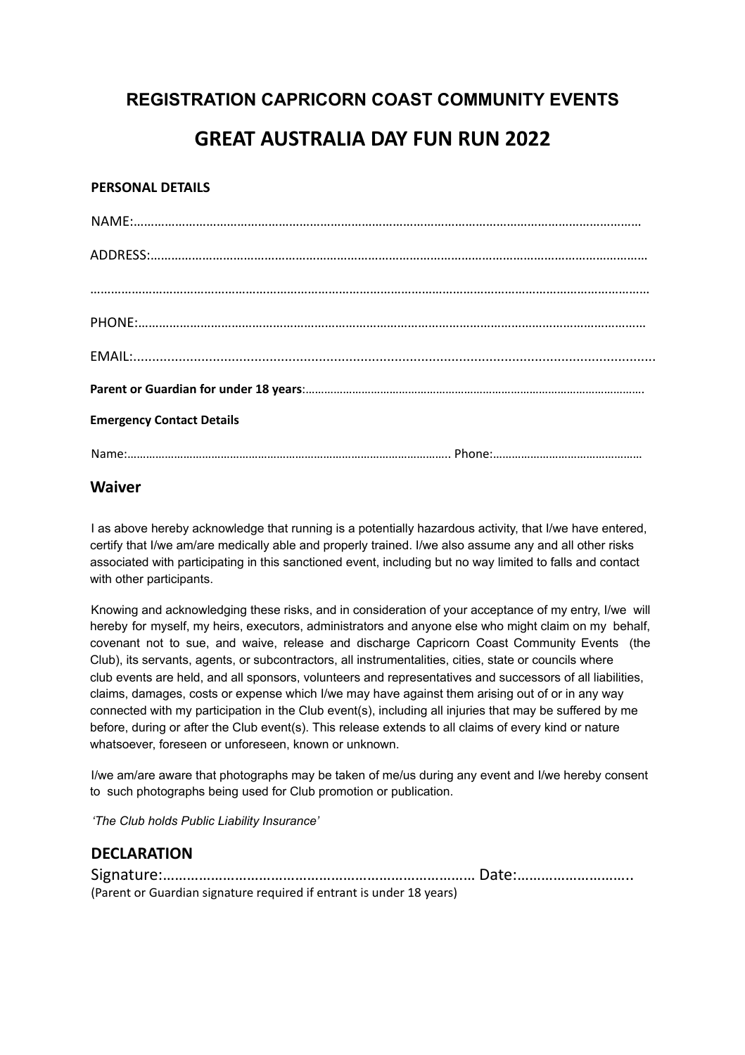## REGISTRATION CAPRICORN COAST COMMUNITY EVENTS

# GREAT AUSTRALIA DAY FUN RUN 2022

**PERSONAL DETAILS**

NAME:……………………………………………………………………………………………………………………………

ADDRESS:………………………………………………………………………………………………………………………

……………………………………………………………………………………………………………………………………

PHONE:…………………………………………………………………………………………………………………………

EMAIL:.........................................................................................................................................

**Parent or Guardian for under 18 years**:………………………………………………………………………………………………

**Emergency Contact Details**

Name:…………………………………………………………………………………………. Phone:…………………………………………

## Waiver

I as above hereby acknowledge that running is a potentially hazardous activity, that I/we have entered, certify that I/we am/are medically able and properly trained. I/we also assume any and all other risks associated with participating in this sanctioned event, including but no way limited to falls and contact with other participants.

Knowing and acknowledging these risks, and in consideration of your acceptance of my entry, I/we will hereby for myself, my heirs, executors, administrators and anyone else who might claim on my behalf, covenant not to sue, and waive, release and discharge Capricorn Coast Community Events (the Club), its servants, agents, or subcontractors, all instrumentalities, cities, state or councils where club events are held, and all sponsors, volunteers and representatives and successors of all liabilities, claims, damages, costs or expense which I/we may have against them arising out of or in any way connected with my participation in the Club event(s), including all injuries that may be suffered by me before, during or after the Club event(s). This release extends to all claims of every kind or nature whatsoever, foreseen or unforeseen, known or unknown.

I/we am/are aware that photographs may be taken of me/us during any event and I/we hereby consent to such photographs being used for Club promotion or publication.

*'The Club holds Public Liability Insurance'*

## DECLARATION

Signature:…………………………………………………………………… Date:………………………..
(Parent or Guardian signature required if entrant is under 18 years)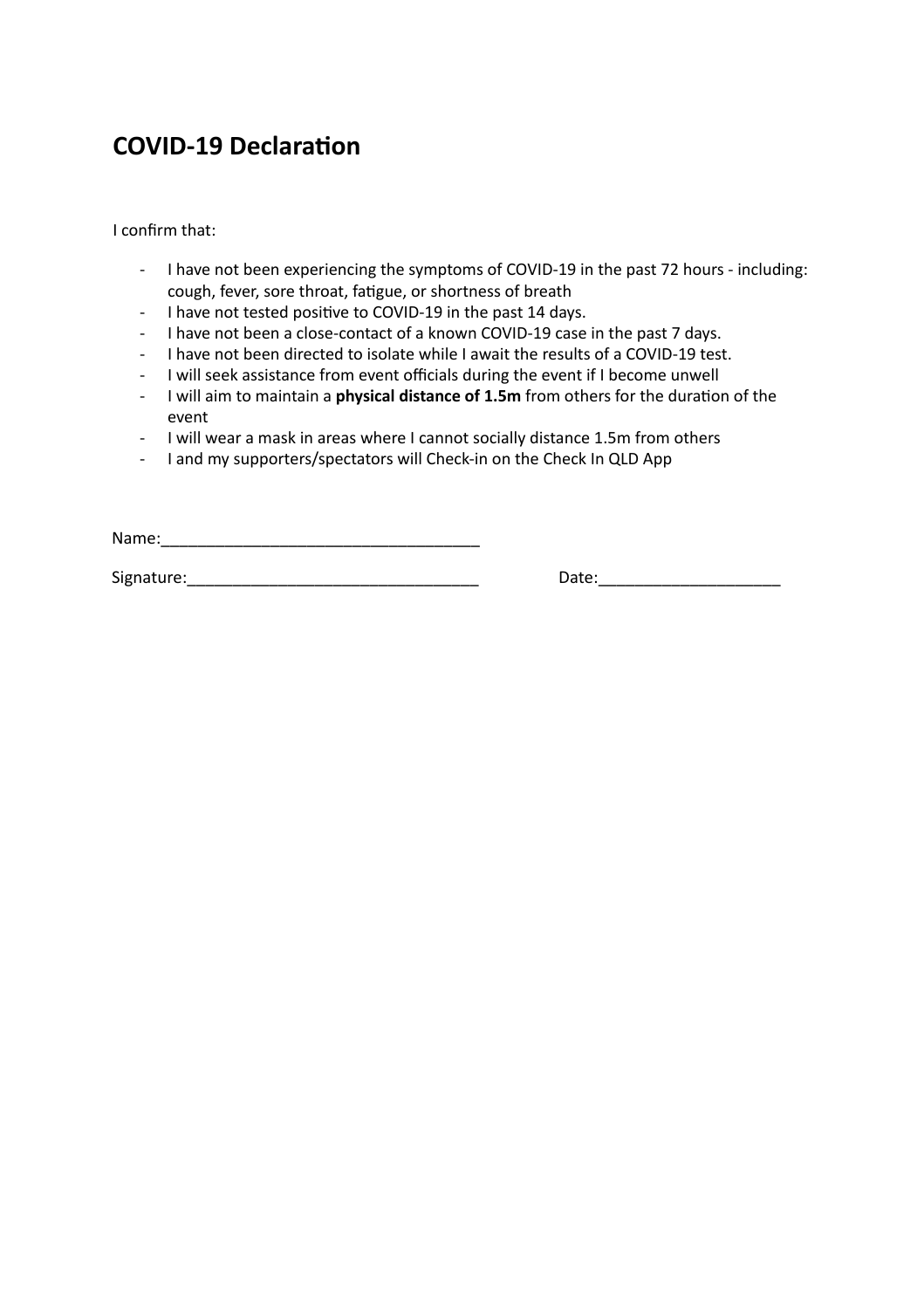## COVID-19 Declaration

I confirm that:

- I have not been experiencing the symptoms of COVID-19 in the past 72 hours - including: cough, fever, sore throat, fatigue, or shortness of breath
- I have not tested positive to COVID-19 in the past 14 days.
- I have not been a close-contact of a known COVID-19 case in the past 7 days.
- I have not been directed to isolate while I await the results of a COVID-19 test.
- I will seek assistance from event officials during the event if I become unwell
- I will aim to maintain a **physical distance of 1.5m** from others for the duration of the event
- I will wear a mask in areas where I cannot socially distance 1.5m from others
- I and my supporters/spectators will Check-in on the Check In QLD App

Name:___________________________________

Signature:________________________________ Date:____________________